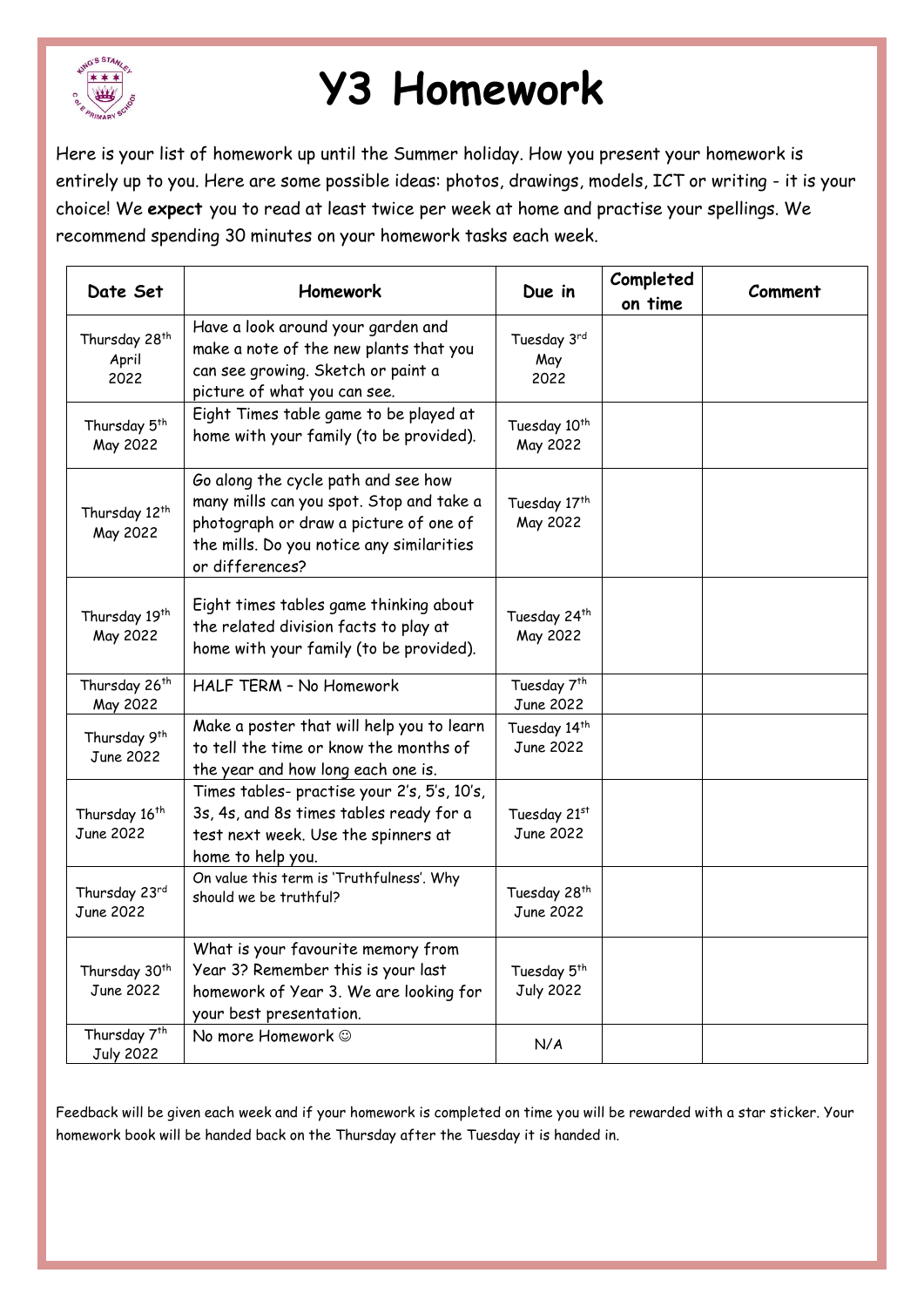# Y3 Homework

Here is your list of homework up until the Summer holiday. How you present your homework is entirely up to you. Here are some possible ideas: photos, drawings, models, ICT or writing - it is your choice! We **expect** you to read at least twice per week at home and practise your spellings. We recommend spending 30 minutes on your homework tasks each week.

| Date Set | Homework | Due in | Completed on time | Comment |
|---|---|---|---|---|
| Thursday 28th April 2022 | Have a look around your garden and make a note of the new plants that you can see growing. Sketch or paint a picture of what you can see. | Tuesday 3rd May 2022 | | |
| Thursday 5th May 2022 | Eight Times table game to be played at home with your family (to be provided). | Tuesday 10th May 2022 | | |
| Thursday 12th May 2022 | Go along the cycle path and see how many mills can you spot. Stop and take a photograph or draw a picture of one of the mills. Do you notice any similarities or differences? | Tuesday 17th May 2022 | | |
| Thursday 19th May 2022 | Eight times tables game thinking about the related division facts to play at home with your family (to be provided). | Tuesday 24th May 2022 | | |
| Thursday 26th May 2022 | HALF TERM – No Homework | Tuesday 7th June 2022 | | |
| Thursday 9th June 2022 | Make a poster that will help you to learn to tell the time or know the months of the year and how long each one is. | Tuesday 14th June 2022 | | |
| Thursday 16th June 2022 | Times tables- practise your 2's, 5's, 10's, 3s, 4s, and 8s times tables ready for a test next week. Use the spinners at home to help you. | Tuesday 21st June 2022 | | |
| Thursday 23rd June 2022 | On value this term is 'Truthfulness'. Why should we be truthful? | Tuesday 28th June 2022 | | |
| Thursday 30th June 2022 | What is your favourite memory from Year 3? Remember this is your last homework of Year 3. We are looking for your best presentation. | Tuesday 5th July 2022 | | |
| Thursday 7th July 2022 | No more Homework ☺ | N/A | | |

Feedback will be given each week and if your homework is completed on time you will be rewarded with a star sticker. Your homework book will be handed back on the Thursday after the Tuesday it is handed in.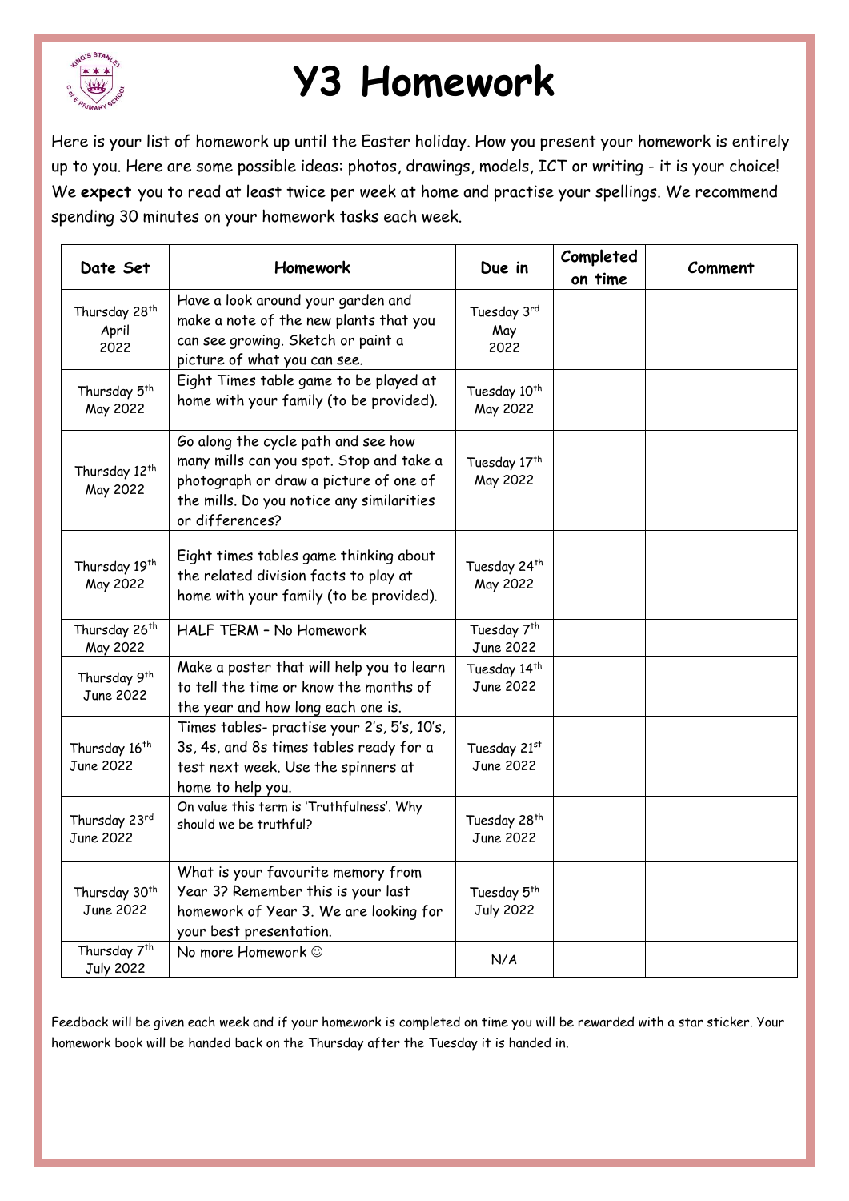# Y3 Homework

Here is your list of homework up until the Easter holiday. How you present your homework is entirely up to you. Here are some possible ideas: photos, drawings, models, ICT or writing - it is your choice! We **expect** you to read at least twice per week at home and practise your spellings. We recommend spending 30 minutes on your homework tasks each week.

| Date Set | Homework | Due in | Completed on time | Comment |
|---|---|---|---|---|
| Thursday 28th April 2022 | Have a look around your garden and make a note of the new plants that you can see growing. Sketch or paint a picture of what you can see. | Tuesday 3rd May 2022 | | |
| Thursday 5th May 2022 | Eight Times table game to be played at home with your family (to be provided). | Tuesday 10th May 2022 | | |
| Thursday 12th May 2022 | Go along the cycle path and see how many mills can you spot. Stop and take a photograph or draw a picture of one of the mills. Do you notice any similarities or differences? | Tuesday 17th May 2022 | | |
| Thursday 19th May 2022 | Eight times tables game thinking about the related division facts to play at home with your family (to be provided). | Tuesday 24th May 2022 | | |
| Thursday 26th May 2022 | HALF TERM – No Homework | Tuesday 7th June 2022 | | |
| Thursday 9th June 2022 | Make a poster that will help you to learn to tell the time or know the months of the year and how long each one is. | Tuesday 14th June 2022 | | |
| Thursday 16th June 2022 | Times tables- practise your 2's, 5's, 10's, 3s, 4s, and 8s times tables ready for a test next week. Use the spinners at home to help you. | Tuesday 21st June 2022 | | |
| Thursday 23rd June 2022 | On value this term is 'Truthfulness'. Why should we be truthful? | Tuesday 28th June 2022 | | |
| Thursday 30th June 2022 | What is your favourite memory from Year 3? Remember this is your last homework of Year 3. We are looking for your best presentation. | Tuesday 5th July 2022 | | |
| Thursday 7th July 2022 | No more Homework ☺ | N/A | | |

Feedback will be given each week and if your homework is completed on time you will be rewarded with a star sticker. Your homework book will be handed back on the Thursday after the Tuesday it is handed in.